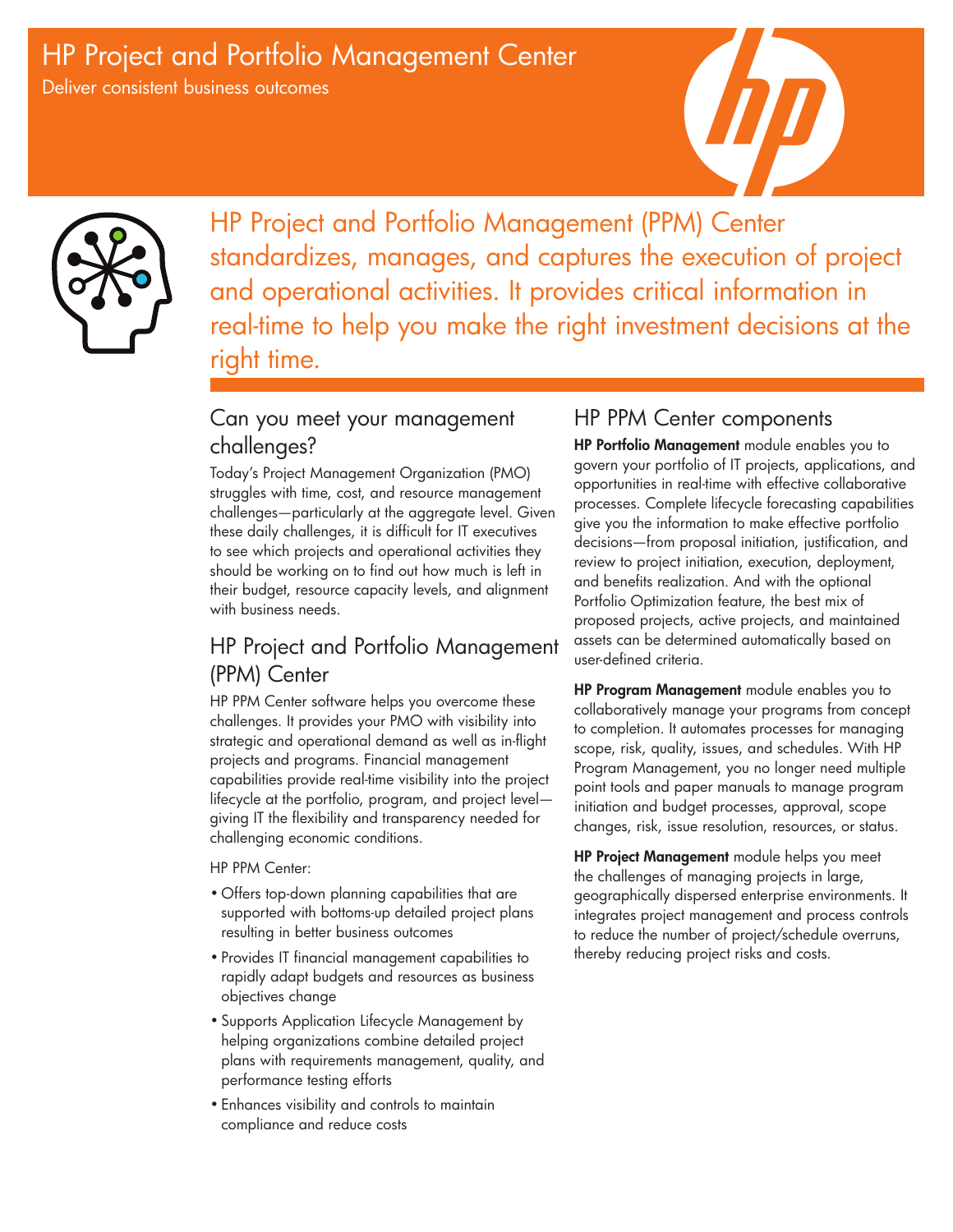# HP Project and Portfolio Management Center

Deliver consistent business outcomes

HP Project and Portfolio Management (PPM) Center standardizes, manages, and captures the execution of project and operational activities. It provides critical information in real-time to help you make the right investment decisions at the right time.

## Can you meet your management challenges?

Today's Project Management Organization (PMO) struggles with time, cost, and resource management challenges—particularly at the aggregate level. Given these daily challenges, it is difficult for IT executives to see which projects and operational activities they should be working on to find out how much is left in their budget, resource capacity levels, and alignment with business needs.

## HP Project and Portfolio Management (PPM) Center

HP PPM Center software helps you overcome these challenges. It provides your PMO with visibility into strategic and operational demand as well as in-flight projects and programs. Financial management capabilities provide real-time visibility into the project lifecycle at the portfolio, program, and project level—giving IT the flexibility and transparency needed for challenging economic conditions.

HP PPM Center:

- Offers top-down planning capabilities that are supported with bottoms-up detailed project plans resulting in better business outcomes
- Provides IT financial management capabilities to rapidly adapt budgets and resources as business objectives change
- Supports Application Lifecycle Management by helping organizations combine detailed project plans with requirements management, quality, and performance testing efforts
- Enhances visibility and controls to maintain compliance and reduce costs

## HP PPM Center components

**HP Portfolio Management** module enables you to govern your portfolio of IT projects, applications, and opportunities in real-time with effective collaborative processes. Complete lifecycle forecasting capabilities give you the information to make effective portfolio decisions—from proposal initiation, justification, and review to project initiation, execution, deployment, and benefits realization. And with the optional Portfolio Optimization feature, the best mix of proposed projects, active projects, and maintained assets can be determined automatically based on user-defined criteria.

**HP Program Management** module enables you to collaboratively manage your programs from concept to completion. It automates processes for managing scope, risk, quality, issues, and schedules. With HP Program Management, you no longer need multiple point tools and paper manuals to manage program initiation and budget processes, approval, scope changes, risk, issue resolution, resources, or status.

**HP Project Management** module helps you meet the challenges of managing projects in large, geographically dispersed enterprise environments. It integrates project management and process controls to reduce the number of project/schedule overruns, thereby reducing project risks and costs.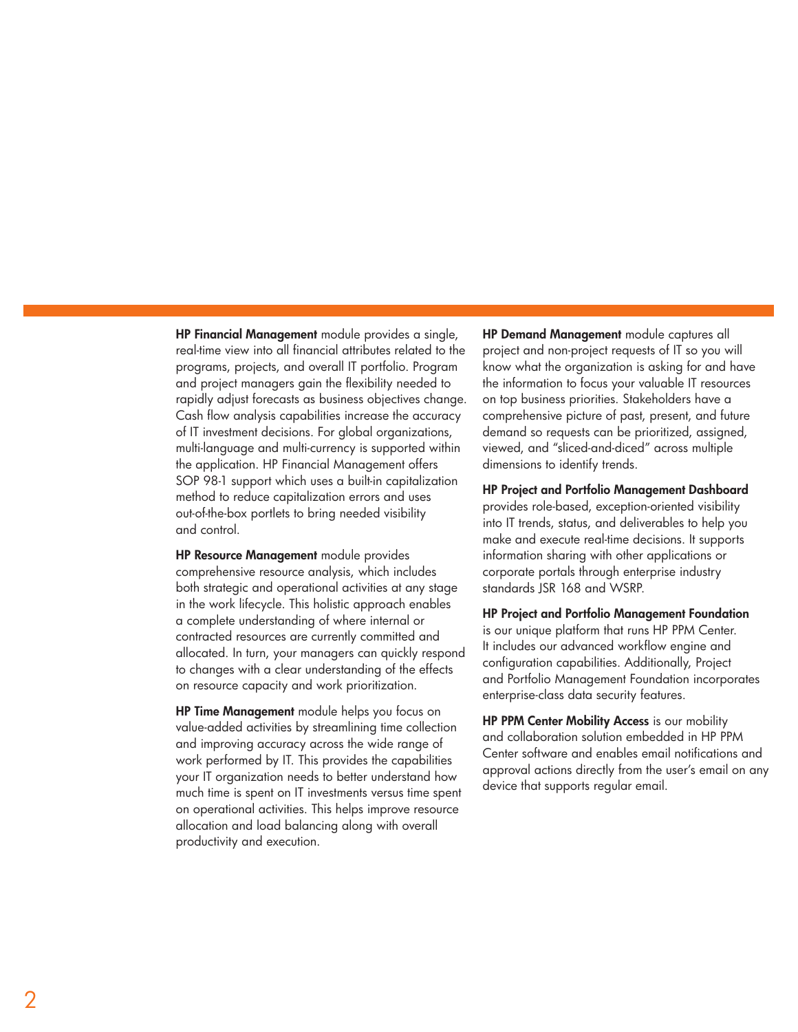**HP Financial Management** module provides a single, real-time view into all financial attributes related to the programs, projects, and overall IT portfolio. Program and project managers gain the flexibility needed to rapidly adjust forecasts as business objectives change. Cash flow analysis capabilities increase the accuracy of IT investment decisions. For global organizations, multi-language and multi-currency is supported within the application. HP Financial Management offers SOP 98-1 support which uses a built-in capitalization method to reduce capitalization errors and uses out-of-the-box portlets to bring needed visibility and control.

**HP Resource Management** module provides comprehensive resource analysis, which includes both strategic and operational activities at any stage in the work lifecycle. This holistic approach enables a complete understanding of where internal or contracted resources are currently committed and allocated. In turn, your managers can quickly respond to changes with a clear understanding of the effects on resource capacity and work prioritization.

**HP Time Management** module helps you focus on value-added activities by streamlining time collection and improving accuracy across the wide range of work performed by IT. This provides the capabilities your IT organization needs to better understand how much time is spent on IT investments versus time spent on operational activities. This helps improve resource allocation and load balancing along with overall productivity and execution.

**HP Demand Management** module captures all project and non-project requests of IT so you will know what the organization is asking for and have the information to focus your valuable IT resources on top business priorities. Stakeholders have a comprehensive picture of past, present, and future demand so requests can be prioritized, assigned, viewed, and "sliced-and-diced" across multiple dimensions to identify trends.

**HP Project and Portfolio Management Dashboard** provides role-based, exception-oriented visibility into IT trends, status, and deliverables to help you make and execute real-time decisions. It supports information sharing with other applications or corporate portals through enterprise industry standards JSR 168 and WSRP.

**HP Project and Portfolio Management Foundation** is our unique platform that runs HP PPM Center. It includes our advanced workflow engine and configuration capabilities. Additionally, Project and Portfolio Management Foundation incorporates enterprise-class data security features.

**HP PPM Center Mobility Access** is our mobility and collaboration solution embedded in HP PPM Center software and enables email notifications and approval actions directly from the user's email on any device that supports regular email.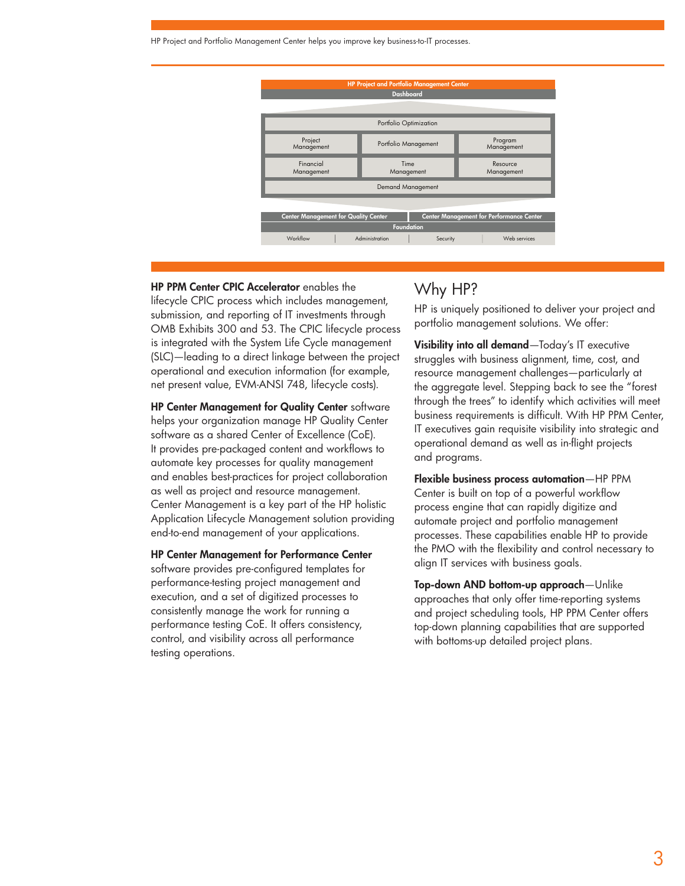HP Project and Portfolio Management Center helps you improve key business-to-IT processes.

| HP Project and Portfolio Management Center | | |
|---|---|---|
| Dashboard | | |
| Portfolio Optimization | | |
| Project Management | Portfolio Management | Program Management |
| Financial Management | Time Management | Resource Management |
| Demand Management | | |
| Center Management for Quality Center | Center Management for Performance Center | |
| Foundation | | |
| Workflow | Administration | Security | Web services |

**HP PPM Center CPIC Accelerator** enables the lifecycle CPIC process which includes management, submission, and reporting of IT investments through OMB Exhibits 300 and 53. The CPIC lifecycle process is integrated with the System Life Cycle management (SLC)—leading to a direct linkage between the project operational and execution information (for example, net present value, EVM-ANSI 748, lifecycle costs).

**HP Center Management for Quality Center** software helps your organization manage HP Quality Center software as a shared Center of Excellence (CoE). It provides pre-packaged content and workflows to automate key processes for quality management and enables best-practices for project collaboration as well as project and resource management. Center Management is a key part of the HP holistic Application Lifecycle Management solution providing end-to-end management of your applications.

**HP Center Management for Performance Center** software provides pre-configured templates for performance-testing project management and execution, and a set of digitized processes to consistently manage the work for running a performance testing CoE. It offers consistency, control, and visibility across all performance testing operations.

## Why HP?

HP is uniquely positioned to deliver your project and portfolio management solutions. We offer:

**Visibility into all demand**—Today's IT executive struggles with business alignment, time, cost, and resource management challenges—particularly at the aggregate level. Stepping back to see the "forest through the trees" to identify which activities will meet business requirements is difficult. With HP PPM Center, IT executives gain requisite visibility into strategic and operational demand as well as in-flight projects and programs.

**Flexible business process automation**—HP PPM Center is built on top of a powerful workflow process engine that can rapidly digitize and automate project and portfolio management processes. These capabilities enable HP to provide the PMO with the flexibility and control necessary to align IT services with business goals.

**Top-down AND bottom-up approach**—Unlike approaches that only offer time-reporting systems and project scheduling tools, HP PPM Center offers top-down planning capabilities that are supported with bottoms-up detailed project plans.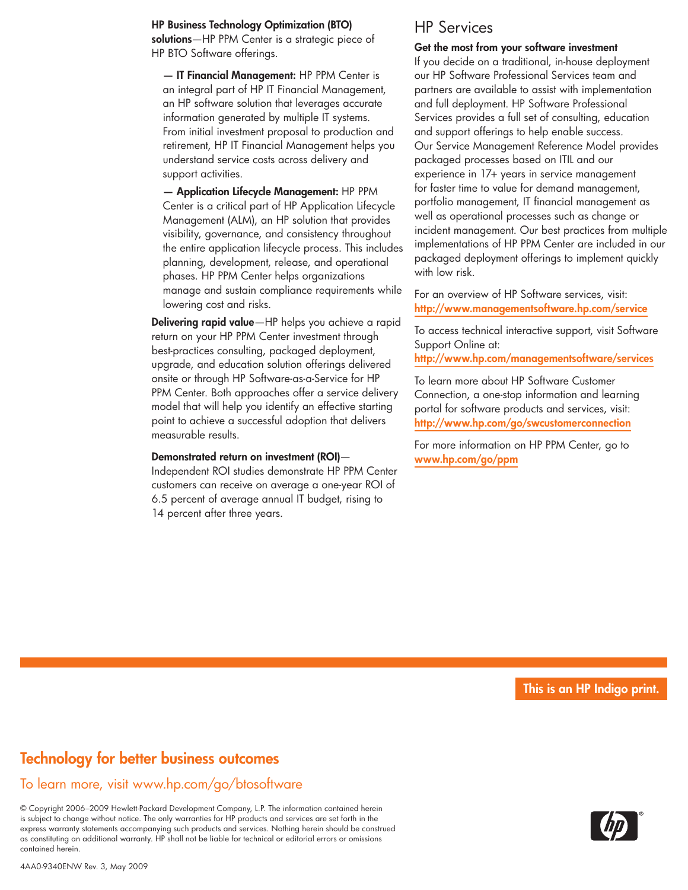**HP Business Technology Optimization (BTO) solutions**—HP PPM Center is a strategic piece of HP BTO Software offerings.

- **IT Financial Management:** HP PPM Center is an integral part of HP IT Financial Management, an HP software solution that leverages accurate information generated by multiple IT systems. From initial investment proposal to production and retirement, HP IT Financial Management helps you understand service costs across delivery and support activities.
- **Application Lifecycle Management:** HP PPM Center is a critical part of HP Application Lifecycle Management (ALM), an HP solution that provides visibility, governance, and consistency throughout the entire application lifecycle process. This includes planning, development, release, and operational phases. HP PPM Center helps organizations manage and sustain compliance requirements while lowering cost and risks.

**Delivering rapid value**—HP helps you achieve a rapid return on your HP PPM Center investment through best-practices consulting, packaged deployment, upgrade, and education solution offerings delivered onsite or through HP Software-as-a-Service for HP PPM Center. Both approaches offer a service delivery model that will help you identify an effective starting point to achieve a successful adoption that delivers measurable results.

**Demonstrated return on investment (ROI)**—Independent ROI studies demonstrate HP PPM Center customers can receive on average a one-year ROI of 6.5 percent of average annual IT budget, rising to 14 percent after three years.

## HP Services

**Get the most from your software investment**

If you decide on a traditional, in-house deployment our HP Software Professional Services team and partners are available to assist with implementation and full deployment. HP Software Professional Services provides a full set of consulting, education and support offerings to help enable success. Our Service Management Reference Model provides packaged processes based on ITIL and our experience in 17+ years in service management for faster time to value for demand management, portfolio management, IT financial management as well as operational processes such as change or incident management. Our best practices from multiple implementations of HP PPM Center are included in our packaged deployment offerings to implement quickly with low risk.

For an overview of HP Software services, visit: http://www.managementsoftware.hp.com/service

To access technical interactive support, visit Software Support Online at: http://www.hp.com/managementsoftware/services

To learn more about HP Software Customer Connection, a one-stop information and learning portal for software products and services, visit: http://www.hp.com/go/swcustomerconnection

For more information on HP PPM Center, go to www.hp.com/go/ppm

**This is an HP Indigo print.**

## Technology for better business outcomes

To learn more, visit www.hp.com/go/btosoftware

© Copyright 2006–2009 Hewlett-Packard Development Company, L.P. The information contained herein is subject to change without notice. The only warranties for HP products and services are set forth in the express warranty statements accompanying such products and services. Nothing herein should be construed as constituting an additional warranty. HP shall not be liable for technical or editorial errors or omissions contained herein.

4AA0-9340ENW Rev. 3, May 2009